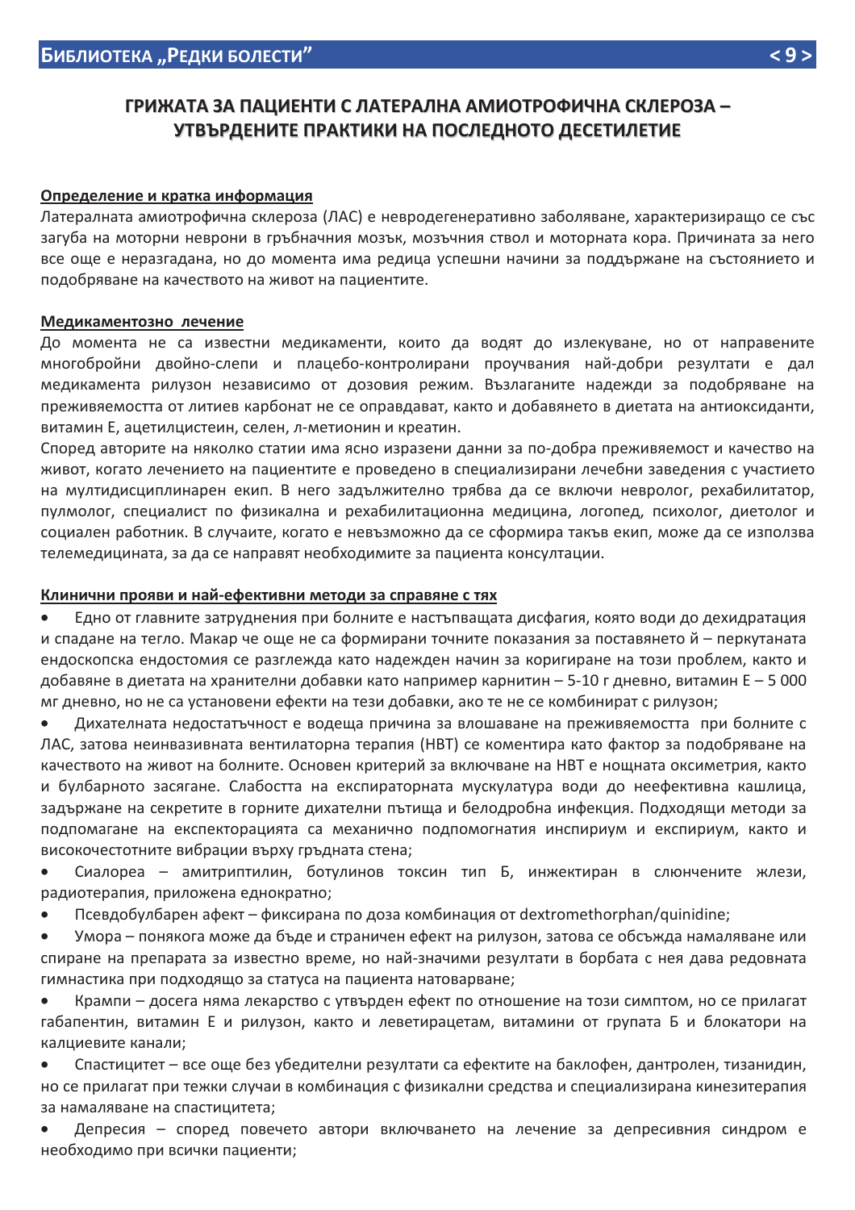# ГРИЖАТА ЗА ПАЦИЕНТИ С ЛАТЕРАЛНА АМИОТРОФИЧНА СКЛЕРОЗА – УТВЪРДЕНИТЕ ПРАКТИКИ НА ПОСЛЕДНОТО ДЕСЕТИЛЕТИЕ

## Определение и кратка информация

Латералната амиотрофична склероза (ЛАС) е невродегенеративно заболяване, характеризиращо се със загуба на моторни неврони в гръбначния мозък, мозъчния ствол и моторната кора. Причината за него все още е неразгадана, но до момента има редица успешни начини за поддържане на състоянието и подобряване на качеството на живот на пациентите.

## Медикаментозно лечение

До момента не са известни медикаменти, които да водят до излекуване, но от направените многобройни двойно-слепи и плацебо-контролирани проучвания най-добри резултати е дал медикамента рилузон независимо от дозовия режим. Възлаганите надежди за подобряване на преживяемостта от литиев карбонат не се оправдават, както и добавянето в диетата на антиоксиданти, витамин Е, ацетилцистеин, селен, л-метионин и креатин.

Според авторите на няколко статии има ясно изразени данни за по-добра преживяемост и качество на живот, когато лечението на пациентите е проведено в специализирани лечебни заведения с участието на мултидисциплинарен екип. В него задължително трябва да се включи невролог, рехабилитатор, пулмолог, специалист по физикална и рехабилитационна медицина, логопед, психолог, диетолог и социален работник. В случаите, когато е невъзможно да се сформира такъв екип, може да се използва телемедицината, за да се направят необходимите за пациента консултации.

## Клинични прояви и най-ефективни методи за справяне с тях

- Едно от главните затруднения при болните е настъпващата дисфагия, която води до дехидратация и спадане на тегло. Макар че още не са формирани точните показания за поставянето ѝ – перкутаната ендоскопска ендостомия се разглежда като надежден начин за коригиране на този проблем, както и добавяне в диетата на хранителни добавки като например карнитин – 5-10 г дневно, витамин Е – 5 000 мг дневно, но не са установени ефекти на тези добавки, ако те не се комбинират с рилузон;
- Дихателната недостатъчност е водеща причина за влошаване на преживяемостта при болните с ЛАС, затова неинвазивната вентилаторна терапия (НВТ) се коментира като фактор за подобряване на качеството на живот на болните. Основен критерий за включване на НВТ е нощната оксиметрия, както и булбарното засягане. Слабостта на експираторната мускулатура води до неефективна кашлица, задържане на секретите в горните дихателни пътища и белодробна инфекция. Подходящи методи за подпомагане на експекторацията са механично подпомогнатия инспириум и експириум, както и високочестотните вибрации върху гръдната стена;
- Сиалорея – амитриптилин, ботулинов токсин тип Б, инжектиран в слюнчените жлези, радиотерапия, приложена еднократно;
- Псевдобулбарен афект – фиксирана по доза комбинация от dextromethorphan/quinidine;
- Умора – понякога може да бъде и страничен ефект на рилузон, затова се обсъжда намаляване или спиране на препарата за известно време, но най-значими резултати в борбата с нея дава редовната гимнастика при подходящо за статуса на пациента натоварване;
- Крампи – досега няма лекарство с утвърден ефект по отношение на този симптом, но се прилагат габапентин, витамин Е и рилузон, както и леветирацетам, витамини от групата Б и блокатори на калциевите канали;
- Спастицитет – все още без убедителни резултати са ефектите на баклофен, дантролен, тизанидин, но се прилагат при тежки случаи в комбинация с физикални средства и специализирана кинезитерапия за намаляване на спастицитета;
- Депресия – според повечето автори включването на лечение за депресивния синдром е необходимо при всички пациенти;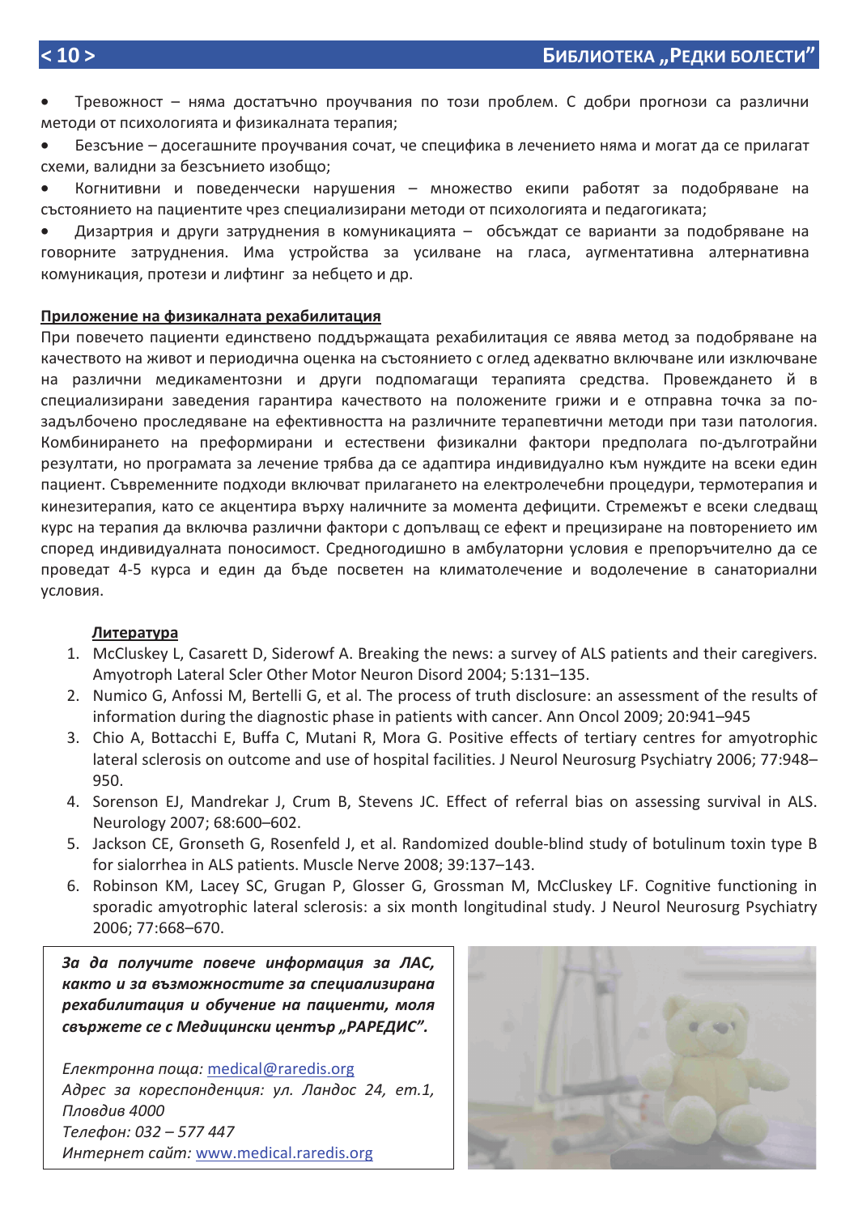- Тревожност – няма достатъчно проучвания по този проблем. С добри прогнози са различни методи от психологията и физикалната терапия;
- Безсъние – досегашните проучвания сочат, че специфика в лечението няма и могат да се прилагат схеми, валидни за безсънието изобщо;
- Когнитивни и поведенчески нарушения – множество екипи работят за подобряване на състоянието на пациентите чрез специализирани методи от психологията и педагогиката;
- Дизартрия и други затруднения в комуникацията – обсъждат се варианти за подобряване на говорните затруднения. Има устройства за усилване на гласа, аугментативна алтернативна комуникация, протези и лифтинг за небцето и др.

**Приложение на физикалната рехабилитация**

При повечето пациенти единствено поддържащата рехабилитация се явява метод за подобряване на качеството на живот и периодична оценка на състоянието с оглед адекватно включване или изключване на различни медикаментозни и други подпомагащи терапията средства. Провеждането ѝ в специализирани заведения гарантира качеството на положените грижи и е отправна точка за по-задълбочено проследяване на ефективността на различните терапевтични методи при тази патология. Комбинирането на преформирани и естествени физикални фактори предполага по-дълготрайни резултати, но програмата за лечение трябва да се адаптира индивидуално към нуждите на всеки един пациент. Съвременните подходи включват прилагането на електролечебни процедури, термотерапия и кинезитерапия, като се акцентира върху наличните за момента дефицити. Стремежът е всеки следващ курс на терапия да включва различни фактори с допълващ се ефект и прецизиране на повторението им според индивидуалната поносимост. Средногодишно в амбулаторни условия е препоръчително да се проведат 4-5 курса и един да бъде посветен на климатолечение и водолечение в санаториални условия.

**Литература**

1. McCluskey L, Casarett D, Siderowf A. Breaking the news: a survey of ALS patients and their caregivers. Amyotroph Lateral Scler Other Motor Neuron Disord 2004; 5:131–135.
2. Numico G, Anfossi M, Bertelli G, et al. The process of truth disclosure: an assessment of the results of information during the diagnostic phase in patients with cancer. Ann Oncol 2009; 20:941–945
3. Chio A, Bottacchi E, Buffa C, Mutani R, Mora G. Positive effects of tertiary centres for amyotrophic lateral sclerosis on outcome and use of hospital facilities. J Neurol Neurosurg Psychiatry 2006; 77:948–950.
4. Sorenson EJ, Mandrekar J, Crum B, Stevens JC. Effect of referral bias on assessing survival in ALS. Neurology 2007; 68:600–602.
5. Jackson CE, Gronseth G, Rosenfeld J, et al. Randomized double-blind study of botulinum toxin type B for sialorrhea in ALS patients. Muscle Nerve 2008; 39:137–143.
6. Robinson KM, Lacey SC, Grugan P, Glosser G, Grossman M, McCluskey LF. Cognitive functioning in sporadic amyotrophic lateral sclerosis: a six month longitudinal study. J Neurol Neurosurg Psychiatry 2006; 77:668–670.

***За да получите повече информация за ЛАС, както и за възможностите за специализирана рехабилитация и обучение на пациенти, моля свържете се с Медицински център „РАРЕДИС".***

*Електронна поща:* medical@raredis.org
*Адрес за кореспонденция: ул. Ландос 24, ет.1, Пловдив 4000*
*Телефон: 032 – 577 447*
*Интернет сайт:* www.medical.raredis.org